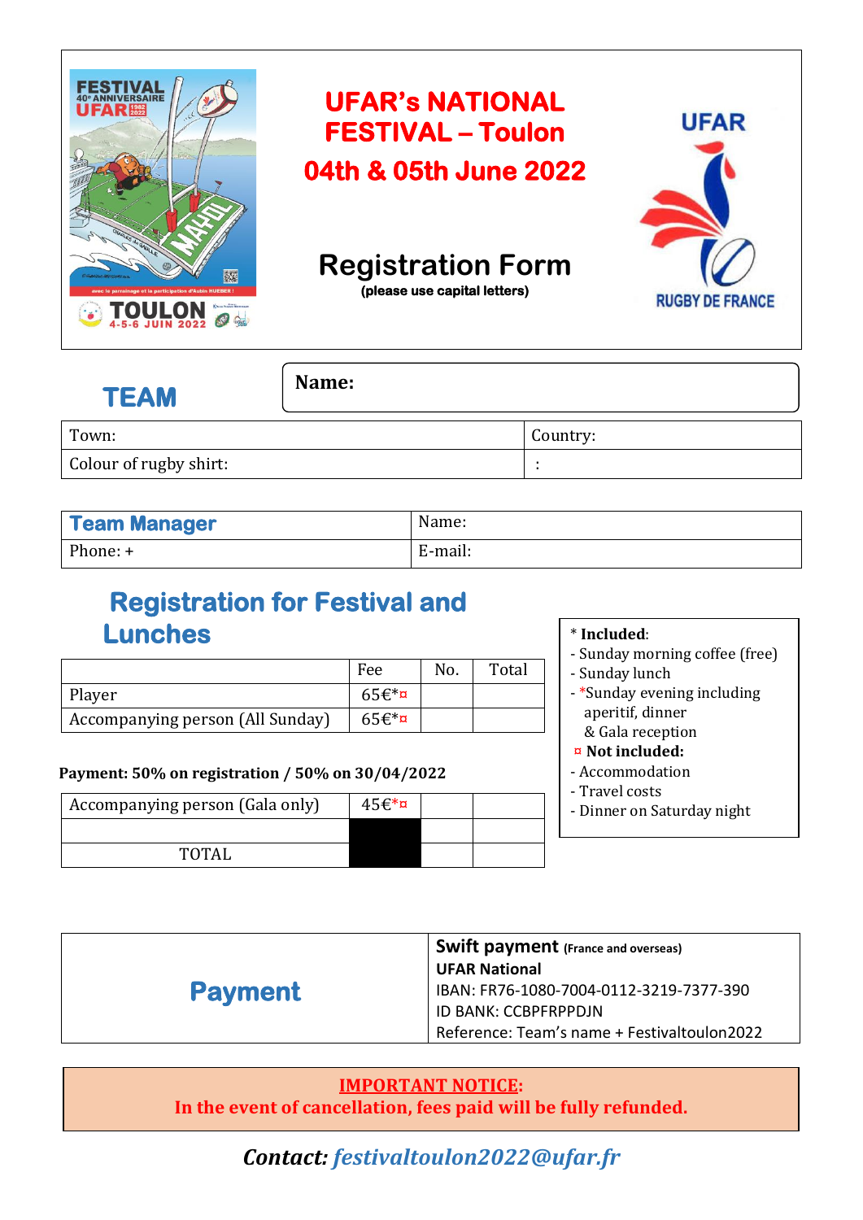# UFAR's NATIONAL FESTIVAL – Toulon

## 04th & 05th June 2022

UFAR

RUGBY DE FRANCE

## Registration Form

**(please use capital letters)**

## TEAM

**Name:**

| Town: | Country: |
|---|---|
| Colour of rugby shirt: | : |

| **Team Manager** | Name: |
|---|---|
| Phone: + | E-mail: |

## Registration for Festival and Lunches

| | Fee | No. | Total |
|---|---|---|---|
| Player | 65€*¤ | | |
| Accompanying person (All Sunday) | 65€*¤ | | |

**Payment: 50% on registration / 50% on 30/04/2022**

| Accompanying person (Gala only) | 45€*¤ | | |
|---|---|---|---|
| | | | |
| TOTAL | | | |

**\* Included:**
- Sunday morning coffee (free)
- Sunday lunch
- *Sunday evening including aperitif, dinner & Gala reception

**¤ Not included:**
- Accommodation
- Travel costs
- Dinner on Saturday night

| **Payment** | **Swift payment** (France and overseas)<br>**UFAR National**<br>IBAN: FR76-1080-7004-0112-3219-7377-390<br>ID BANK: CCBPFRPPDJN<br>Reference: Team's name + Festivaltoulon2022 |
|---|---|

**IMPORTANT NOTICE:**
**In the event of cancellation, fees paid will be fully refunded.**

***Contact: festivaltoulon2022@ufar.fr***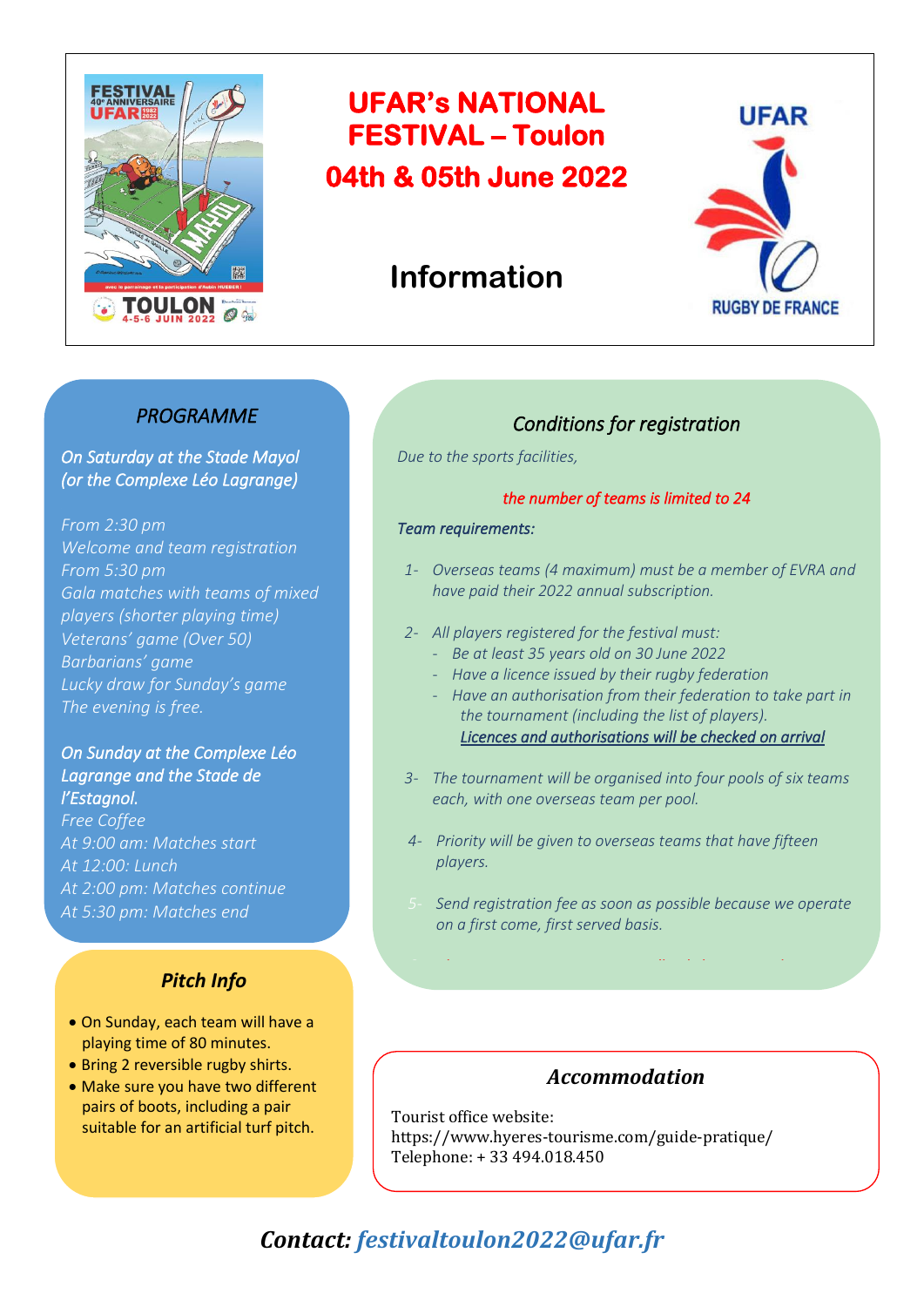# UFAR's NATIONAL FESTIVAL – Toulon

## 04th & 05th June 2022

## Information

UFAR

RUGBY DE FRANCE

### *PROGRAMME*

*On Saturday at the Stade Mayol (or the Complexe Léo Lagrange)*

*From 2:30 pm*
*Welcome and team registration*
*From 5:30 pm*
*Gala matches with teams of mixed players (shorter playing time)*
*Veterans' game (Over 50)*
*Barbarians' game*
*Lucky draw for Sunday's game*
*The evening is free.*

*On Sunday at the Complexe Léo Lagrange and the Stade de l'Estagnol.*
*Free Coffee*
*At 9:00 am: Matches start*
*At 12:00: Lunch*
*At 2:00 pm: Matches continue*
*At 5:30 pm: Matches end*

### *Pitch Info*

- On Sunday, each team will have a playing time of 80 minutes.
- Bring 2 reversible rugby shirts.
- Make sure you have two different pairs of boots, including a pair suitable for an artificial turf pitch.

### *Conditions for registration*

*Due to the sports facilities,*

*the number of teams is limited to 24*

***Team requirements:***

1- *Overseas teams (4 maximum) must be a member of EVRA and have paid their 2022 annual subscription.*

2- *All players registered for the festival must:*
   - *Be at least 35 years old on 30 June 2022*
   - *Have a licence issued by their rugby federation*
   - *Have an authorisation from their federation to take part in the tournament (including the list of players).*
   
   ***Licences and authorisations will be checked on arrival***

3- *The tournament will be organised into four pools of six teams each, with one overseas team per pool.*

4- *Priority will be given to overseas teams that have fifteen players.*

5- *Send registration fee as soon as possible because we operate on a first come, first served basis.*

### *Accommodation*

Tourist office website:
https://www.hyeres-tourisme.com/guide-pratique/
Telephone: + 33 494.018.450

***Contact: festivaltoulon2022@ufar.fr***